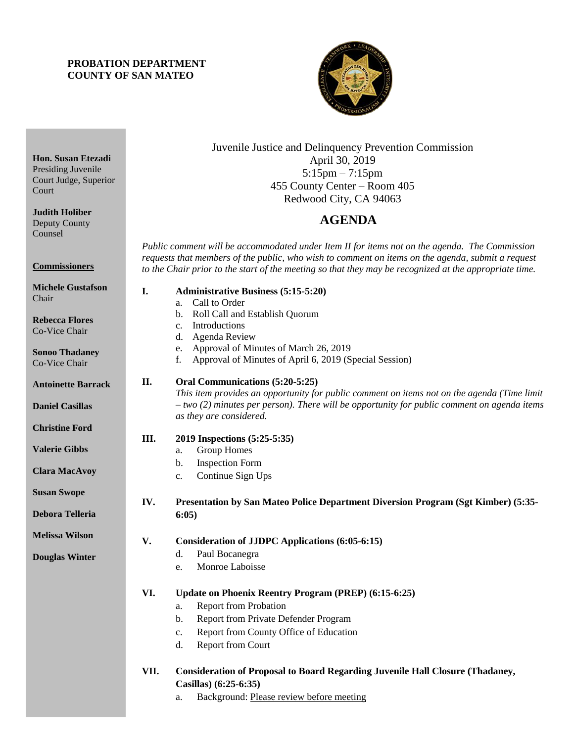**PROBATION DEPARTMENT**
**COUNTY OF SAN MATEO**

**Hon. Susan Etezadi**
Presiding Juvenile Court Judge, Superior Court

**Judith Holiber**
Deputy County Counsel

**Commissioners**

**Michele Gustafson**
Chair

**Rebecca Flores**
Co-Vice Chair

**Sonoo Thadaney**
Co-Vice Chair

**Antoinette Barrack**

**Daniel Casillas**

**Christine Ford**

**Valerie Gibbs**

**Clara MacAvoy**

**Susan Swope**

**Debora Telleria**

**Melissa Wilson**

**Douglas Winter**

Juvenile Justice and Delinquency Prevention Commission
April 30, 2019
5:15pm – 7:15pm
455 County Center – Room 405
Redwood City, CA 94063

# AGENDA

*Public comment will be accommodated under Item II for items not on the agenda. The Commission requests that members of the public, who wish to comment on items on the agenda, submit a request to the Chair prior to the start of the meeting so that they may be recognized at the appropriate time.*

**I. Administrative Business (5:15-5:20)**
- a. Call to Order
- b. Roll Call and Establish Quorum
- c. Introductions
- d. Agenda Review
- e. Approval of Minutes of March 26, 2019
- f. Approval of Minutes of April 6, 2019 (Special Session)

**II. Oral Communications (5:20-5:25)**
*This item provides an opportunity for public comment on items not on the agenda (Time limit – two (2) minutes per person). There will be opportunity for public comment on agenda items as they are considered.*

**III. 2019 Inspections (5:25-5:35)**
- a. Group Homes
- b. Inspection Form
- c. Continue Sign Ups

**IV. Presentation by San Mateo Police Department Diversion Program (Sgt Kimber) (5:35-6:05)**

**V. Consideration of JJDPC Applications (6:05-6:15)**
- d. Paul Bocanegra
- e. Monroe Laboisse

**VI. Update on Phoenix Reentry Program (PREP) (6:15-6:25)**
- a. Report from Probation
- b. Report from Private Defender Program
- c. Report from County Office of Education
- d. Report from Court

**VII. Consideration of Proposal to Board Regarding Juvenile Hall Closure (Thadaney, Casillas) (6:25-6:35)**
- a. Background: Please review before meeting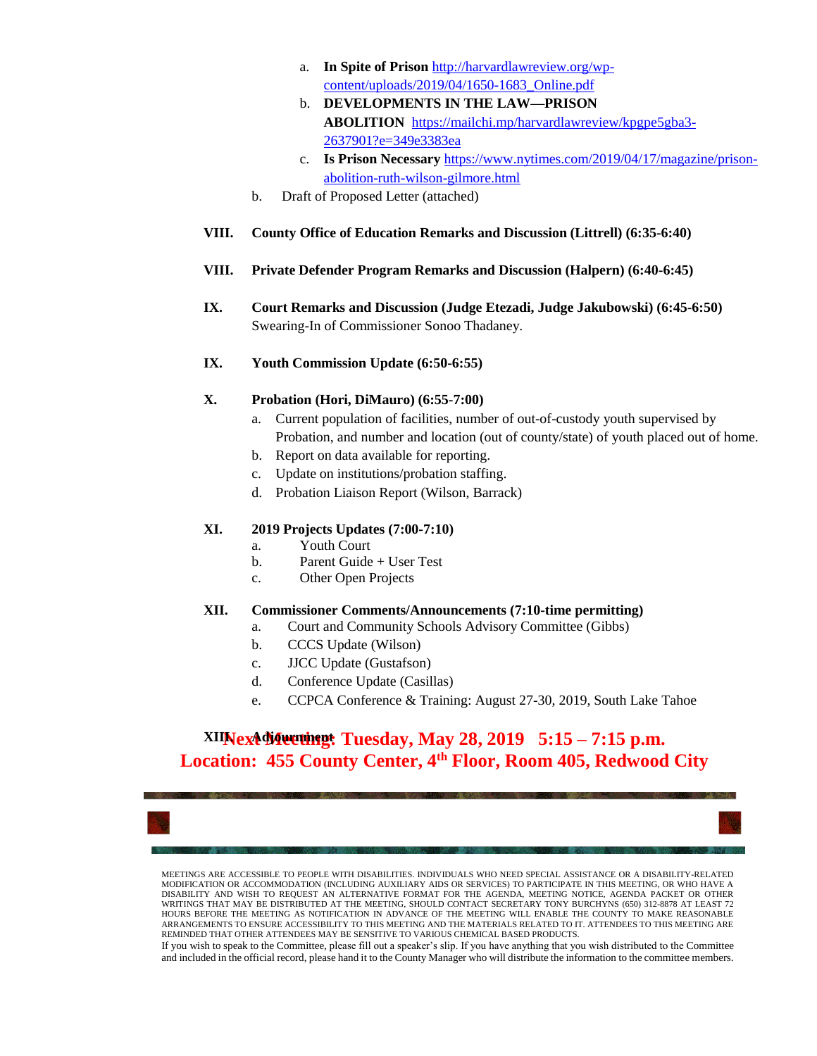- a. **In Spite of Prison** http://harvardlawreview.org/wp-content/uploads/2019/04/1650-1683_Online.pdf
   - b. **DEVELOPMENTS IN THE LAW—PRISON ABOLITION** https://mailchi.mp/harvardlawreview/kpgpe5gba3-2637901?e=349e3383ea
   - c. **Is Prison Necessary** https://www.nytimes.com/2019/04/17/magazine/prison-abolition-ruth-wilson-gilmore.html

b. Draft of Proposed Letter (attached)

**VIII. County Office of Education Remarks and Discussion (Littrell) (6:35-6:40)**

**VIII. Private Defender Program Remarks and Discussion (Halpern) (6:40-6:45)**

**IX. Court Remarks and Discussion (Judge Etezadi, Judge Jakubowski) (6:45-6:50)**
Swearing-In of Commissioner Sonoo Thadaney.

**IX. Youth Commission Update (6:50-6:55)**

**X. Probation (Hori, DiMauro) (6:55-7:00)**

a. Current population of facilities, number of out-of-custody youth supervised by Probation, and number and location (out of county/state) of youth placed out of home.
b. Report on data available for reporting.
c. Update on institutions/probation staffing.
d. Probation Liaison Report (Wilson, Barrack)

**XI. 2019 Projects Updates (7:00-7:10)**

a. Youth Court
b. Parent Guide + User Test
c. Other Open Projects

**XII. Commissioner Comments/Announcements (7:10-time permitting)**

a. Court and Community Schools Advisory Committee (Gibbs)
b. CCCS Update (Wilson)
c. JJCC Update (Gustafson)
d. Conference Update (Casillas)
e. CCPCA Conference & Training: August 27-30, 2019, South Lake Tahoe

**XIII. Adjournment**

**Next Meeting: Tuesday, May 28, 2019 5:15 – 7:15 p.m.**
**Location: 455 County Center, 4th Floor, Room 405, Redwood City**

MEETINGS ARE ACCESSIBLE TO PEOPLE WITH DISABILITIES. INDIVIDUALS WHO NEED SPECIAL ASSISTANCE OR A DISABILITY-RELATED MODIFICATION OR ACCOMMODATION (INCLUDING AUXILIARY AIDS OR SERVICES) TO PARTICIPATE IN THIS MEETING, OR WHO HAVE A DISABILITY AND WISH TO REQUEST AN ALTERNATIVE FORMAT FOR THE AGENDA, MEETING NOTICE, AGENDA PACKET OR OTHER WRITINGS THAT MAY BE DISTRIBUTED AT THE MEETING, SHOULD CONTACT SECRETARY TONY BURCHYNS (650) 312-8878 AT LEAST 72 HOURS BEFORE THE MEETING AS NOTIFICATION IN ADVANCE OF THE MEETING WILL ENABLE THE COUNTY TO MAKE REASONABLE ARRANGEMENTS TO ENSURE ACCESSIBILITY TO THIS MEETING AND THE MATERIALS RELATED TO IT. ATTENDEES TO THIS MEETING ARE REMINDED THAT OTHER ATTENDEES MAY BE SENSITIVE TO VARIOUS CHEMICAL BASED PRODUCTS.

If you wish to speak to the Committee, please fill out a speaker's slip. If you have anything that you wish distributed to the Committee and included in the official record, please hand it to the County Manager who will distribute the information to the committee members.